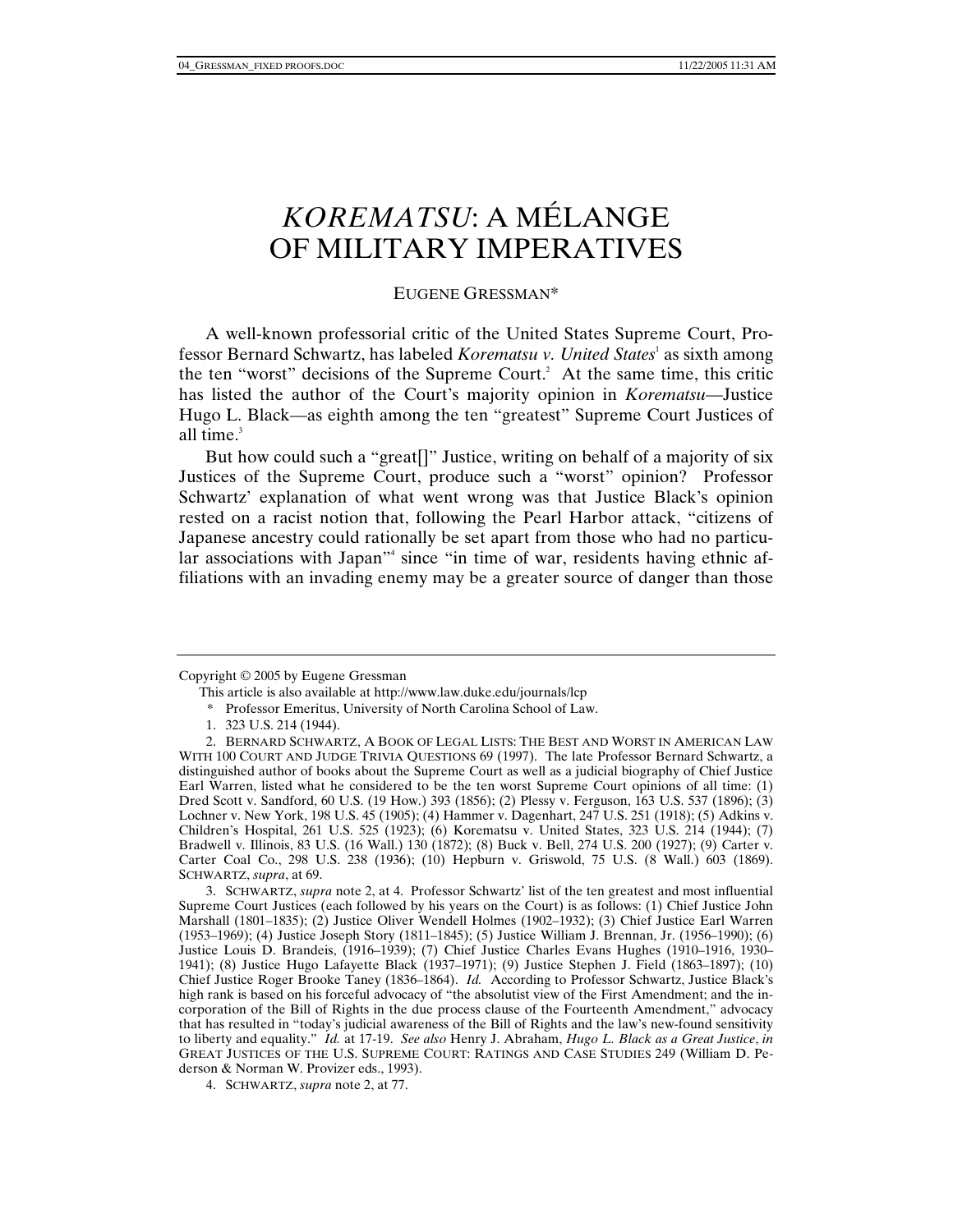# *KOREMATSU*: A MÉLANGE OF MILITARY IMPERATIVES

EUGENE GRESSMAN*

A well-known professorial critic of the United States Supreme Court, Professor Bernard Schwartz, has labeled *Korematsu v. United States*[1] as sixth among the ten "worst" decisions of the Supreme Court.[2] At the same time, this critic has listed the author of the Court's majority opinion in *Korematsu*—Justice Hugo L. Black—as eighth among the ten "greatest" Supreme Court Justices of all time.[3]

But how could such a "great[]" Justice, writing on behalf of a majority of six Justices of the Supreme Court, produce such a "worst" opinion? Professor Schwartz' explanation of what went wrong was that Justice Black's opinion rested on a racist notion that, following the Pearl Harbor attack, "citizens of Japanese ancestry could rationally be set apart from those who had no particular associations with Japan"[4] since "in time of war, residents having ethnic affiliations with an invading enemy may be a greater source of danger than those

---

Copyright © 2005 by Eugene Gressman

This article is also available at http://www.law.duke.edu/journals/lcp

\* Professor Emeritus, University of North Carolina School of Law.

1. 323 U.S. 214 (1944).

2. BERNARD SCHWARTZ, A BOOK OF LEGAL LISTS: THE BEST AND WORST IN AMERICAN LAW WITH 100 COURT AND JUDGE TRIVIA QUESTIONS 69 (1997). The late Professor Bernard Schwartz, a distinguished author of books about the Supreme Court as well as a judicial biography of Chief Justice Earl Warren, listed what he considered to be the ten worst Supreme Court opinions of all time: (1) Dred Scott v. Sandford, 60 U.S. (19 How.) 393 (1856); (2) Plessy v. Ferguson, 163 U.S. 537 (1896); (3) Lochner v. New York, 198 U.S. 45 (1905); (4) Hammer v. Dagenhart, 247 U.S. 251 (1918); (5) Adkins v. Children's Hospital, 261 U.S. 525 (1923); (6) Korematsu v. United States, 323 U.S. 214 (1944); (7) Bradwell v. Illinois, 83 U.S. (16 Wall.) 130 (1872); (8) Buck v. Bell, 274 U.S. 200 (1927); (9) Carter v. Carter Coal Co., 298 U.S. 238 (1936); (10) Hepburn v. Griswold, 75 U.S. (8 Wall.) 603 (1869). SCHWARTZ, *supra*, at 69.

3. SCHWARTZ, *supra* note 2, at 4. Professor Schwartz' list of the ten greatest and most influential Supreme Court Justices (each followed by his years on the Court) is as follows: (1) Chief Justice John Marshall (1801–1835); (2) Justice Oliver Wendell Holmes (1902–1932); (3) Chief Justice Earl Warren (1953–1969); (4) Justice Joseph Story (1811–1845); (5) Justice William J. Brennan, Jr. (1956–1990); (6) Justice Louis D. Brandeis, (1916–1939); (7) Chief Justice Charles Evans Hughes (1910–1916, 1930–1941); (8) Justice Hugo Lafayette Black (1937–1971); (9) Justice Stephen J. Field (1863–1897); (10) Chief Justice Roger Brooke Taney (1836–1864). *Id.* According to Professor Schwartz, Justice Black's high rank is based on his forceful advocacy of "the absolutist view of the First Amendment; and the incorporation of the Bill of Rights in the due process clause of the Fourteenth Amendment," advocacy that has resulted in "today's judicial awareness of the Bill of Rights and the law's new-found sensitivity to liberty and equality." *Id.* at 17-19. *See also* Henry J. Abraham, *Hugo L. Black as a Great Justice*, *in* GREAT JUSTICES OF THE U.S. SUPREME COURT: RATINGS AND CASE STUDIES 249 (William D. Pederson & Norman W. Provizer eds., 1993).

4. SCHWARTZ, *supra* note 2, at 77.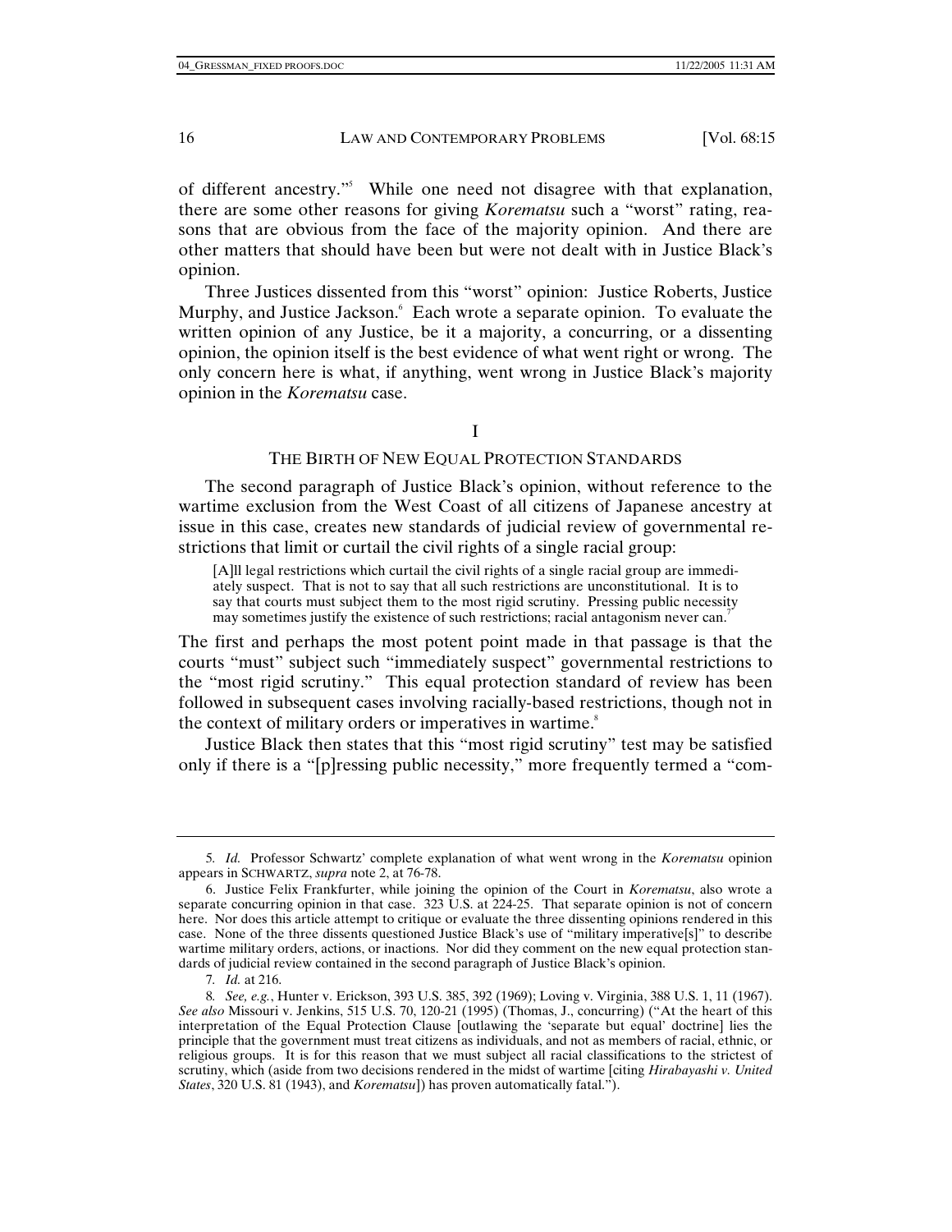of different ancestry."[5] While one need not disagree with that explanation, there are some other reasons for giving *Korematsu* such a "worst" rating, reasons that are obvious from the face of the majority opinion. And there are other matters that should have been but were not dealt with in Justice Black's opinion.

Three Justices dissented from this "worst" opinion: Justice Roberts, Justice Murphy, and Justice Jackson.[6] Each wrote a separate opinion. To evaluate the written opinion of any Justice, be it a majority, a concurring, or a dissenting opinion, the opinion itself is the best evidence of what went right or wrong. The only concern here is what, if anything, went wrong in Justice Black's majority opinion in the *Korematsu* case.

## I

## THE BIRTH OF NEW EQUAL PROTECTION STANDARDS

The second paragraph of Justice Black's opinion, without reference to the wartime exclusion from the West Coast of all citizens of Japanese ancestry at issue in this case, creates new standards of judicial review of governmental restrictions that limit or curtail the civil rights of a single racial group:

> [A]ll legal restrictions which curtail the civil rights of a single racial group are immediately suspect. That is not to say that all such restrictions are unconstitutional. It is to say that courts must subject them to the most rigid scrutiny. Pressing public necessity may sometimes justify the existence of such restrictions; racial antagonism never can.[7]

The first and perhaps the most potent point made in that passage is that the courts "must" subject such "immediately suspect" governmental restrictions to the "most rigid scrutiny." This equal protection standard of review has been followed in subsequent cases involving racially-based restrictions, though not in the context of military orders or imperatives in wartime.[8]

Justice Black then states that this "most rigid scrutiny" test may be satisfied only if there is a "[p]ressing public necessity," more frequently termed a "com-

---

5. *Id.* Professor Schwartz' complete explanation of what went wrong in the *Korematsu* opinion appears in SCHWARTZ, *supra* note 2, at 76-78.

6. Justice Felix Frankfurter, while joining the opinion of the Court in *Korematsu*, also wrote a separate concurring opinion in that case. 323 U.S. at 224-25. That separate opinion is not of concern here. Nor does this article attempt to critique or evaluate the three dissenting opinions rendered in this case. None of the three dissents questioned Justice Black's use of "military imperative[s]" to describe wartime military orders, actions, or inactions. Nor did they comment on the new equal protection standards of judicial review contained in the second paragraph of Justice Black's opinion.

7. *Id.* at 216.

8. *See, e.g.*, Hunter v. Erickson, 393 U.S. 385, 392 (1969); Loving v. Virginia, 388 U.S. 1, 11 (1967). *See also* Missouri v. Jenkins, 515 U.S. 70, 120-21 (1995) (Thomas, J., concurring) ("At the heart of this interpretation of the Equal Protection Clause [outlawing the 'separate but equal' doctrine] lies the principle that the government must treat citizens as individuals, and not as members of racial, ethnic, or religious groups. It is for this reason that we must subject all racial classifications to the strictest of scrutiny, which (aside from two decisions rendered in the midst of wartime [citing *Hirabayashi v. United States*, 320 U.S. 81 (1943), and *Korematsu*]) has proven automatically fatal.").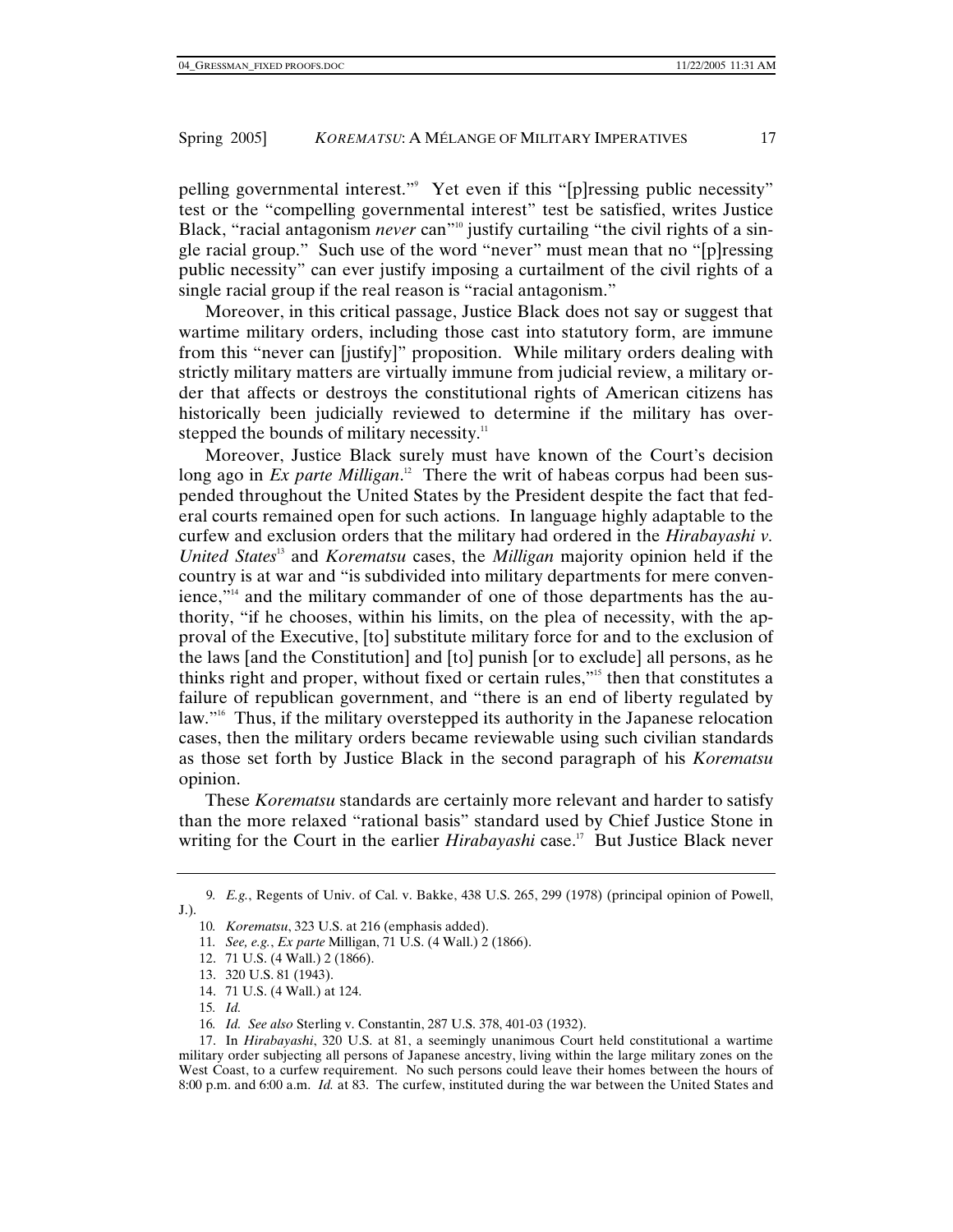pelling governmental interest."[9] Yet even if this "[p]ressing public necessity" test or the "compelling governmental interest" test be satisfied, writes Justice Black, "racial antagonism *never* can"[10] justify curtailing "the civil rights of a single racial group." Such use of the word "never" must mean that no "[p]ressing public necessity" can ever justify imposing a curtailment of the civil rights of a single racial group if the real reason is "racial antagonism."

Moreover, in this critical passage, Justice Black does not say or suggest that wartime military orders, including those cast into statutory form, are immune from this "never can [justify]" proposition. While military orders dealing with strictly military matters are virtually immune from judicial review, a military order that affects or destroys the constitutional rights of American citizens has historically been judicially reviewed to determine if the military has overstepped the bounds of military necessity.[11]

Moreover, Justice Black surely must have known of the Court's decision long ago in *Ex parte Milligan*.[12] There the writ of habeas corpus had been suspended throughout the United States by the President despite the fact that federal courts remained open for such actions. In language highly adaptable to the curfew and exclusion orders that the military had ordered in the *Hirabayashi v. United States*[13] and *Korematsu* cases, the *Milligan* majority opinion held if the country is at war and "is subdivided into military departments for mere convenience,"[14] and the military commander of one of those departments has the authority, "if he chooses, within his limits, on the plea of necessity, with the approval of the Executive, [to] substitute military force for and to the exclusion of the laws [and the Constitution] and [to] punish [or to exclude] all persons, as he thinks right and proper, without fixed or certain rules,"[15] then that constitutes a failure of republican government, and "there is an end of liberty regulated by law."[16] Thus, if the military overstepped its authority in the Japanese relocation cases, then the military orders became reviewable using such civilian standards as those set forth by Justice Black in the second paragraph of his *Korematsu* opinion.

These *Korematsu* standards are certainly more relevant and harder to satisfy than the more relaxed "rational basis" standard used by Chief Justice Stone in writing for the Court in the earlier *Hirabayashi* case.[17] But Justice Black never

---

9. *E.g.*, Regents of Univ. of Cal. v. Bakke, 438 U.S. 265, 299 (1978) (principal opinion of Powell, J.).

10. *Korematsu*, 323 U.S. at 216 (emphasis added).

11. *See, e.g.*, *Ex parte* Milligan, 71 U.S. (4 Wall.) 2 (1866).

12. 71 U.S. (4 Wall.) 2 (1866).

13. 320 U.S. 81 (1943).

14. 71 U.S. (4 Wall.) at 124.

15. *Id.*

16. *Id. See also* Sterling v. Constantin, 287 U.S. 378, 401-03 (1932).

17. In *Hirabayashi*, 320 U.S. at 81, a seemingly unanimous Court held constitutional a wartime military order subjecting all persons of Japanese ancestry, living within the large military zones on the West Coast, to a curfew requirement. No such persons could leave their homes between the hours of 8:00 p.m. and 6:00 a.m. *Id.* at 83. The curfew, instituted during the war between the United States and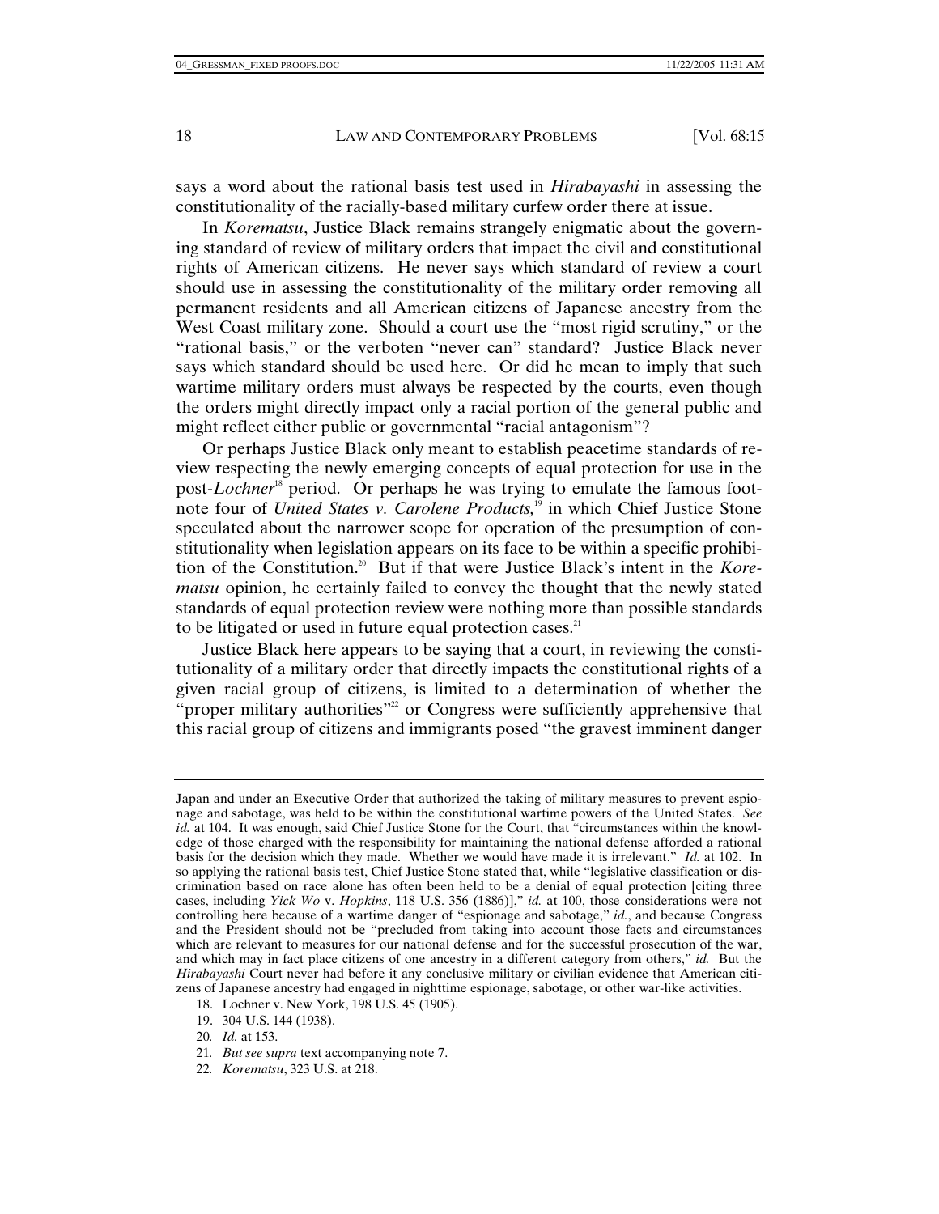says a word about the rational basis test used in *Hirabayashi* in assessing the constitutionality of the racially-based military curfew order there at issue.

In *Korematsu*, Justice Black remains strangely enigmatic about the governing standard of review of military orders that impact the civil and constitutional rights of American citizens. He never says which standard of review a court should use in assessing the constitutionality of the military order removing all permanent residents and all American citizens of Japanese ancestry from the West Coast military zone. Should a court use the "most rigid scrutiny," or the "rational basis," or the verboten "never can" standard? Justice Black never says which standard should be used here. Or did he mean to imply that such wartime military orders must always be respected by the courts, even though the orders might directly impact only a racial portion of the general public and might reflect either public or governmental "racial antagonism"?

Or perhaps Justice Black only meant to establish peacetime standards of review respecting the newly emerging concepts of equal protection for use in the post-*Lochner*[18] period. Or perhaps he was trying to emulate the famous footnote four of *United States v. Carolene Products,*[19] in which Chief Justice Stone speculated about the narrower scope for operation of the presumption of constitutionality when legislation appears on its face to be within a specific prohibition of the Constitution.[20] But if that were Justice Black's intent in the *Korematsu* opinion, he certainly failed to convey the thought that the newly stated standards of equal protection review were nothing more than possible standards to be litigated or used in future equal protection cases.[21]

Justice Black here appears to be saying that a court, in reviewing the constitutionality of a military order that directly impacts the constitutional rights of a given racial group of citizens, is limited to a determination of whether the "proper military authorities"[22] or Congress were sufficiently apprehensive that this racial group of citizens and immigrants posed "the gravest imminent danger

---

Japan and under an Executive Order that authorized the taking of military measures to prevent espionage and sabotage, was held to be within the constitutional wartime powers of the United States. *See id.* at 104. It was enough, said Chief Justice Stone for the Court, that "circumstances within the knowledge of those charged with the responsibility for maintaining the national defense afforded a rational basis for the decision which they made. Whether we would have made it is irrelevant." *Id.* at 102. In so applying the rational basis test, Chief Justice Stone stated that, while "legislative classification or discrimination based on race alone has often been held to be a denial of equal protection [citing three cases, including *Yick Wo* v. *Hopkins*, 118 U.S. 356 (1886)]," *id.* at 100, those considerations were not controlling here because of a wartime danger of "espionage and sabotage," *id.*, and because Congress and the President should not be "precluded from taking into account those facts and circumstances which are relevant to measures for our national defense and for the successful prosecution of the war, and which may in fact place citizens of one ancestry in a different category from others," *id.* But the *Hirabayashi* Court never had before it any conclusive military or civilian evidence that American citizens of Japanese ancestry had engaged in nighttime espionage, sabotage, or other war-like activities.

18. Lochner v. New York, 198 U.S. 45 (1905).

19. 304 U.S. 144 (1938).

20. *Id.* at 153.

21. *But see supra* text accompanying note 7.

22. *Korematsu*, 323 U.S. at 218.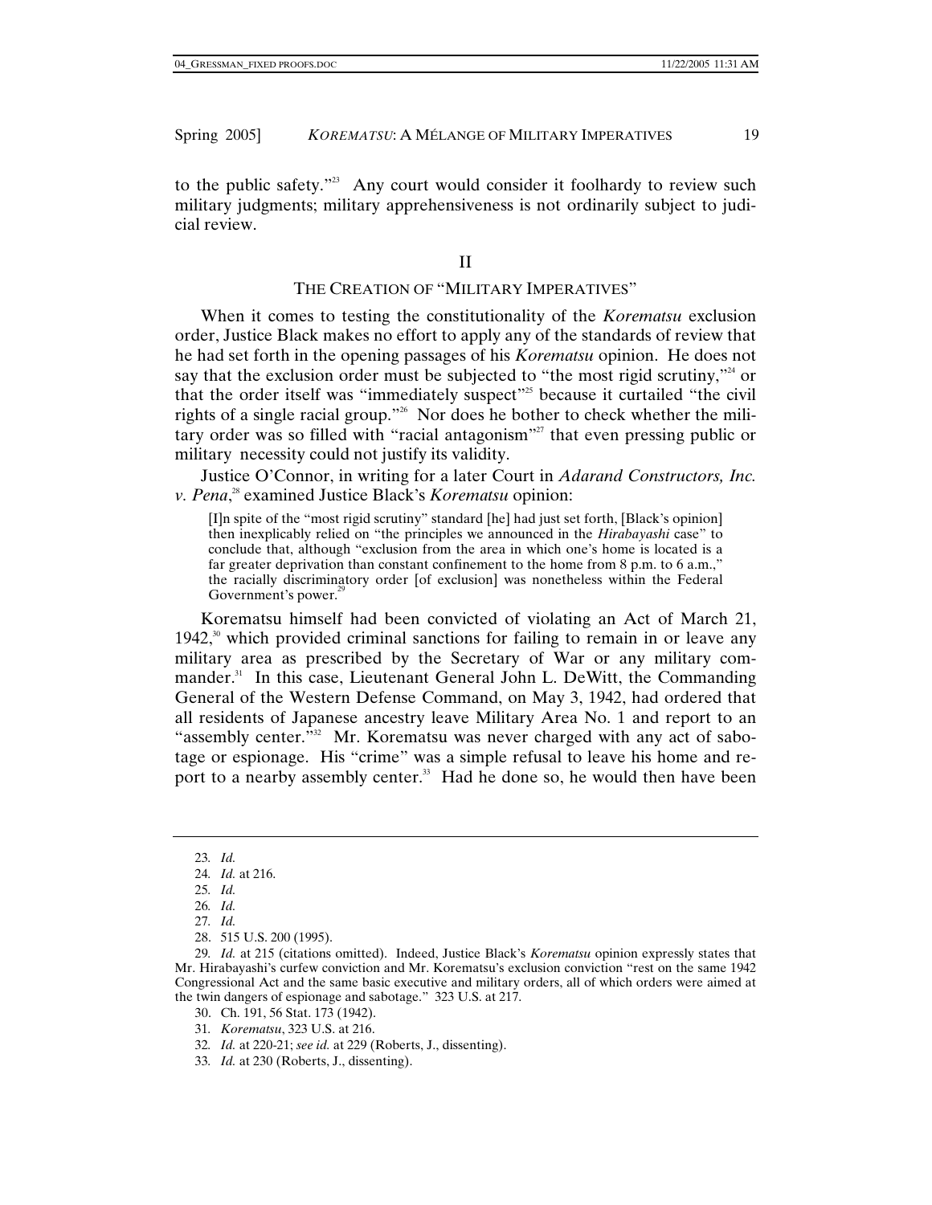to the public safety."[23] Any court would consider it foolhardy to review such military judgments; military apprehensiveness is not ordinarily subject to judicial review.

## II

## THE CREATION OF "MILITARY IMPERATIVES"

When it comes to testing the constitutionality of the *Korematsu* exclusion order, Justice Black makes no effort to apply any of the standards of review that he had set forth in the opening passages of his *Korematsu* opinion. He does not say that the exclusion order must be subjected to "the most rigid scrutiny,"[24] or that the order itself was "immediately suspect"[25] because it curtailed "the civil rights of a single racial group."[26] Nor does he bother to check whether the military order was so filled with "racial antagonism"[27] that even pressing public or military necessity could not justify its validity.

Justice O'Connor, in writing for a later Court in *Adarand Constructors, Inc. v. Pena*,[28] examined Justice Black's *Korematsu* opinion:

> [I]n spite of the "most rigid scrutiny" standard [he] had just set forth, [Black's opinion] then inexplicably relied on "the principles we announced in the *Hirabayashi* case" to conclude that, although "exclusion from the area in which one's home is located is a far greater deprivation than constant confinement to the home from 8 p.m. to 6 a.m.," the racially discriminatory order [of exclusion] was nonetheless within the Federal Government's power.[29]

Korematsu himself had been convicted of violating an Act of March 21, 1942,[30] which provided criminal sanctions for failing to remain in or leave any military area as prescribed by the Secretary of War or any military commander.[31] In this case, Lieutenant General John L. DeWitt, the Commanding General of the Western Defense Command, on May 3, 1942, had ordered that all residents of Japanese ancestry leave Military Area No. 1 and report to an "assembly center."[32] Mr. Korematsu was never charged with any act of sabotage or espionage. His "crime" was a simple refusal to leave his home and report to a nearby assembly center.[33] Had he done so, he would then have been

---

23. *Id.*

24. *Id.* at 216.

25. *Id.*

26. *Id.*

27. *Id.*

28. 515 U.S. 200 (1995).

29. *Id.* at 215 (citations omitted). Indeed, Justice Black's *Korematsu* opinion expressly states that Mr. Hirabayashi's curfew conviction and Mr. Korematsu's exclusion conviction "rest on the same 1942 Congressional Act and the same basic executive and military orders, all of which orders were aimed at the twin dangers of espionage and sabotage." 323 U.S. at 217.

30. Ch. 191, 56 Stat. 173 (1942).

31. *Korematsu*, 323 U.S. at 216.

32. *Id.* at 220-21; *see id.* at 229 (Roberts, J., dissenting).

33. *Id.* at 230 (Roberts, J., dissenting).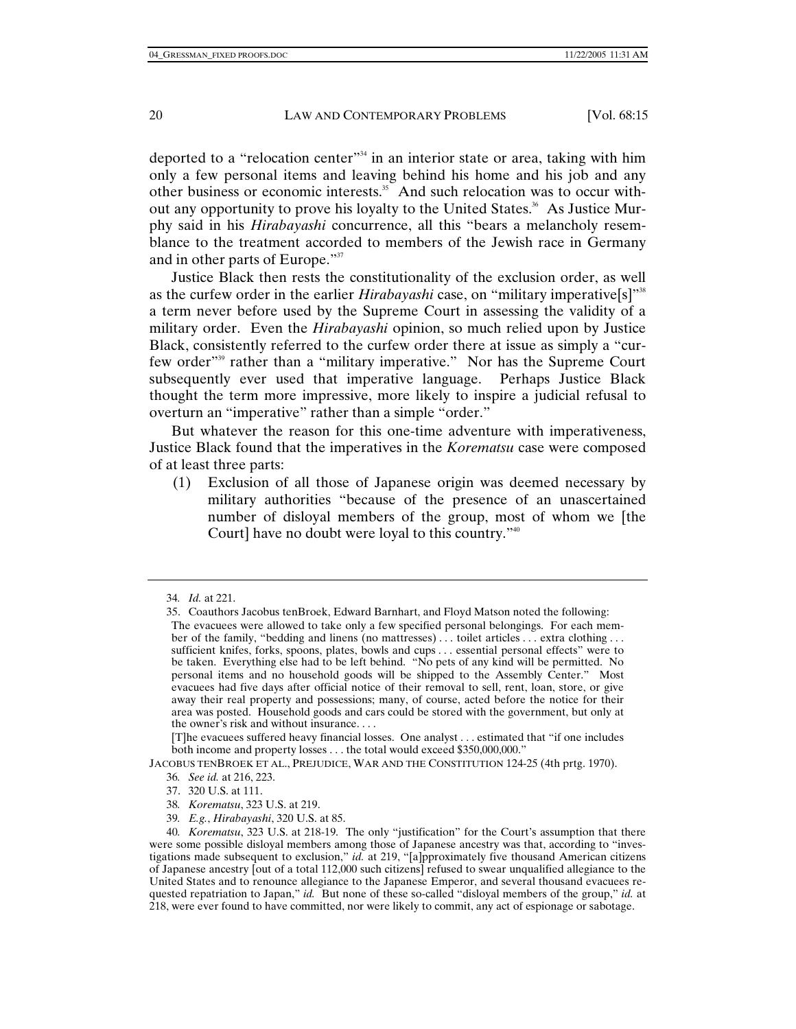deported to a "relocation center"[34] in an interior state or area, taking with him only a few personal items and leaving behind his home and his job and any other business or economic interests.[35] And such relocation was to occur without any opportunity to prove his loyalty to the United States.[36] As Justice Murphy said in his *Hirabayashi* concurrence, all this "bears a melancholy resemblance to the treatment accorded to members of the Jewish race in Germany and in other parts of Europe."[37]

Justice Black then rests the constitutionality of the exclusion order, as well as the curfew order in the earlier *Hirabayashi* case, on "military imperative[s]"[38] a term never before used by the Supreme Court in assessing the validity of a military order. Even the *Hirabayashi* opinion, so much relied upon by Justice Black, consistently referred to the curfew order there at issue as simply a "curfew order"[39] rather than a "military imperative." Nor has the Supreme Court subsequently ever used that imperative language. Perhaps Justice Black thought the term more impressive, more likely to inspire a judicial refusal to overturn an "imperative" rather than a simple "order."

But whatever the reason for this one-time adventure with imperativeness, Justice Black found that the imperatives in the *Korematsu* case were composed of at least three parts:

(1) Exclusion of all those of Japanese origin was deemed necessary by military authorities "because of the presence of an unascertained number of disloyal members of the group, most of whom we [the Court] have no doubt were loyal to this country."[40]

---

34. *Id.* at 221.

35. Coauthors Jacobus tenBroek, Edward Barnhart, and Floyd Matson noted the following:

> The evacuees were allowed to take only a few specified personal belongings. For each member of the family, "bedding and linens (no mattresses) . . . toilet articles . . . extra clothing . . . sufficient knifes, forks, spoons, plates, bowls and cups . . . essential personal effects" were to be taken. Everything else had to be left behind. "No pets of any kind will be permitted. No personal items and no household goods will be shipped to the Assembly Center." Most evacuees had five days after official notice of their removal to sell, rent, loan, store, or give away their real property and possessions; many, of course, acted before the notice for their area was posted. Household goods and cars could be stored with the government, but only at the owner's risk and without insurance. . . .
>
> [T]he evacuees suffered heavy financial losses. One analyst . . . estimated that "if one includes both income and property losses . . . the total would exceed $350,000,000."

JACOBUS TENBROEK ET AL., PREJUDICE, WAR AND THE CONSTITUTION 124-25 (4th prtg. 1970).

36. *See id.* at 216, 223.

37. 320 U.S. at 111.

38. *Korematsu*, 323 U.S. at 219.

39. *E.g.*, *Hirabayashi*, 320 U.S. at 85.

40. *Korematsu*, 323 U.S. at 218-19. The only "justification" for the Court's assumption that there were some possible disloyal members among those of Japanese ancestry was that, according to "investigations made subsequent to exclusion," *id.* at 219, "[a]pproximately five thousand American citizens of Japanese ancestry [out of a total 112,000 such citizens] refused to swear unqualified allegiance to the United States and to renounce allegiance to the Japanese Emperor, and several thousand evacuees requested repatriation to Japan," *id.* But none of these so-called "disloyal members of the group," *id.* at 218, were ever found to have committed, nor were likely to commit, any act of espionage or sabotage.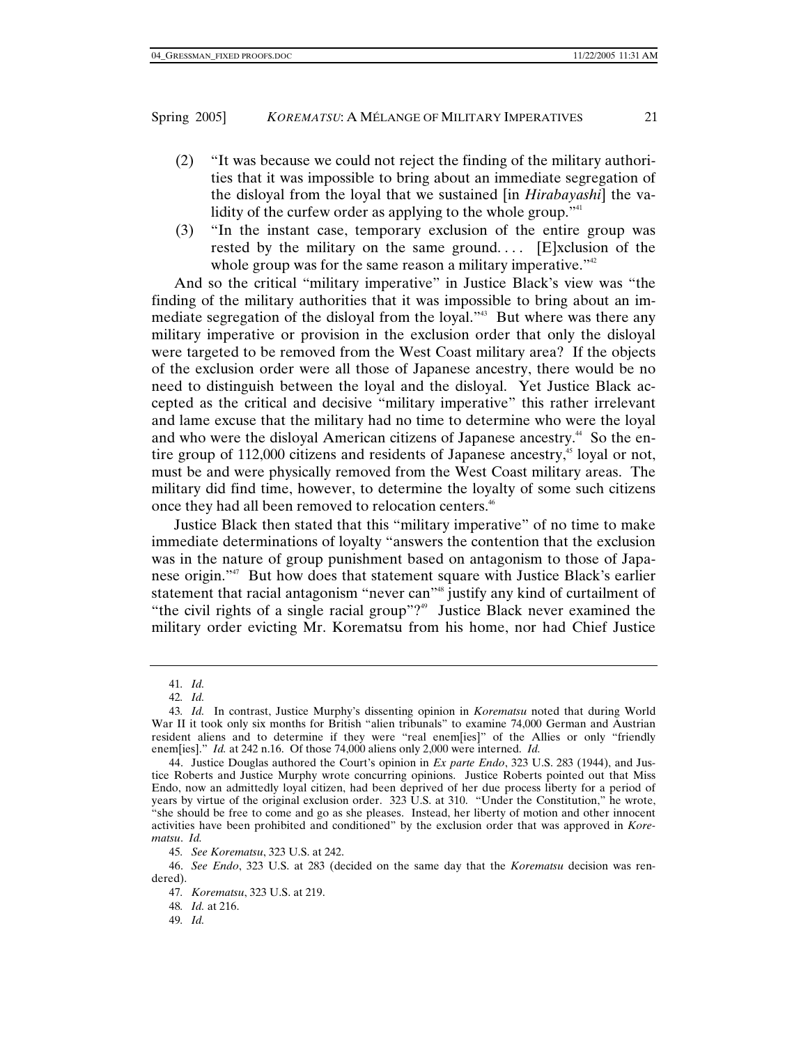(2) "It was because we could not reject the finding of the military authorities that it was impossible to bring about an immediate segregation of the disloyal from the loyal that we sustained [in *Hirabayashi*] the validity of the curfew order as applying to the whole group."[41]

(3) "In the instant case, temporary exclusion of the entire group was rested by the military on the same ground. . . . [E]xclusion of the whole group was for the same reason a military imperative."[42]

And so the critical "military imperative" in Justice Black's view was "the finding of the military authorities that it was impossible to bring about an immediate segregation of the disloyal from the loyal."[43] But where was there any military imperative or provision in the exclusion order that only the disloyal were targeted to be removed from the West Coast military area? If the objects of the exclusion order were all those of Japanese ancestry, there would be no need to distinguish between the loyal and the disloyal. Yet Justice Black accepted as the critical and decisive "military imperative" this rather irrelevant and lame excuse that the military had no time to determine who were the loyal and who were the disloyal American citizens of Japanese ancestry.[44] So the entire group of 112,000 citizens and residents of Japanese ancestry,[45] loyal or not, must be and were physically removed from the West Coast military areas. The military did find time, however, to determine the loyalty of some such citizens once they had all been removed to relocation centers.[46]

Justice Black then stated that this "military imperative" of no time to make immediate determinations of loyalty "answers the contention that the exclusion was in the nature of group punishment based on antagonism to those of Japanese origin."[47] But how does that statement square with Justice Black's earlier statement that racial antagonism "never can"[48] justify any kind of curtailment of "the civil rights of a single racial group"?[49] Justice Black never examined the military order evicting Mr. Korematsu from his home, nor had Chief Justice

---

41. *Id.*

42. *Id.*

43. *Id.* In contrast, Justice Murphy's dissenting opinion in *Korematsu* noted that during World War II it took only six months for British "alien tribunals" to examine 74,000 German and Austrian resident aliens and to determine if they were "real enem[ies]" of the Allies or only "friendly enem[ies]." *Id.* at 242 n.16. Of those 74,000 aliens only 2,000 were interned. *Id.*

44. Justice Douglas authored the Court's opinion in *Ex parte Endo*, 323 U.S. 283 (1944), and Justice Roberts and Justice Murphy wrote concurring opinions. Justice Roberts pointed out that Miss Endo, now an admittedly loyal citizen, had been deprived of her due process liberty for a period of years by virtue of the original exclusion order. 323 U.S. at 310. "Under the Constitution," he wrote, "she should be free to come and go as she pleases. Instead, her liberty of motion and other innocent activities have been prohibited and conditioned" by the exclusion order that was approved in *Korematsu*. *Id.*

45. *See Korematsu*, 323 U.S. at 242.

46. *See Endo*, 323 U.S. at 283 (decided on the same day that the *Korematsu* decision was rendered).

47. *Korematsu*, 323 U.S. at 219.

48. *Id.* at 216.

49. *Id.*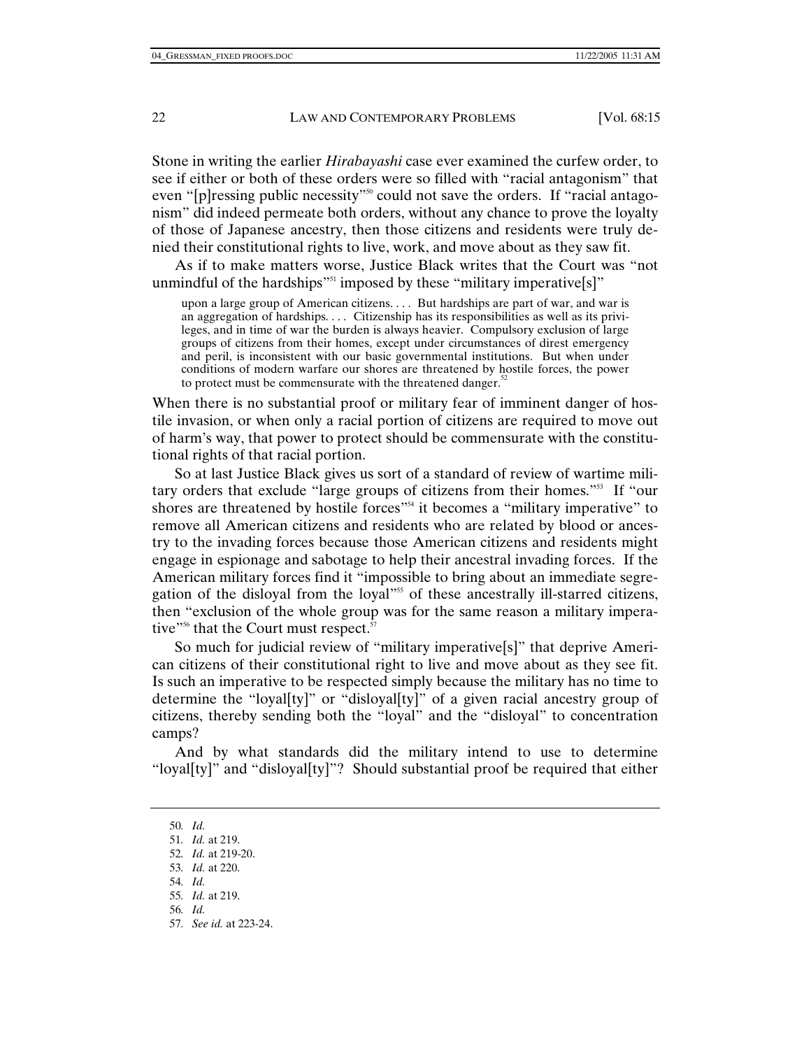Stone in writing the earlier *Hirabayashi* case ever examined the curfew order, to see if either or both of these orders were so filled with "racial antagonism" that even "[p]ressing public necessity"[50] could not save the orders. If "racial antagonism" did indeed permeate both orders, without any chance to prove the loyalty of those of Japanese ancestry, then those citizens and residents were truly denied their constitutional rights to live, work, and move about as they saw fit.

As if to make matters worse, Justice Black writes that the Court was "not unmindful of the hardships"[51] imposed by these "military imperative[s]"

> upon a large group of American citizens. . . . But hardships are part of war, and war is an aggregation of hardships. . . . Citizenship has its responsibilities as well as its privileges, and in time of war the burden is always heavier. Compulsory exclusion of large groups of citizens from their homes, except under circumstances of direst emergency and peril, is inconsistent with our basic governmental institutions. But when under conditions of modern warfare our shores are threatened by hostile forces, the power to protect must be commensurate with the threatened danger.[52]

When there is no substantial proof or military fear of imminent danger of hostile invasion, or when only a racial portion of citizens are required to move out of harm's way, that power to protect should be commensurate with the constitutional rights of that racial portion.

So at last Justice Black gives us sort of a standard of review of wartime military orders that exclude "large groups of citizens from their homes."[53] If "our shores are threatened by hostile forces"[54] it becomes a "military imperative" to remove all American citizens and residents who are related by blood or ancestry to the invading forces because those American citizens and residents might engage in espionage and sabotage to help their ancestral invading forces. If the American military forces find it "impossible to bring about an immediate segregation of the disloyal from the loyal"[55] of these ancestrally ill-starred citizens, then "exclusion of the whole group was for the same reason a military imperative"[56] that the Court must respect.[57]

So much for judicial review of "military imperative[s]" that deprive American citizens of their constitutional right to live and move about as they see fit. Is such an imperative to be respected simply because the military has no time to determine the "loyal[ty]" or "disloyal[ty]" of a given racial ancestry group of citizens, thereby sending both the "loyal" and the "disloyal" to concentration camps?

And by what standards did the military intend to use to determine "loyal[ty]" and "disloyal[ty]"? Should substantial proof be required that either

---

50. *Id.*
51. *Id.* at 219.
52. *Id.* at 219-20.
53. *Id.* at 220.
54. *Id.*
55. *Id.* at 219.
56. *Id.*
57. *See id.* at 223-24.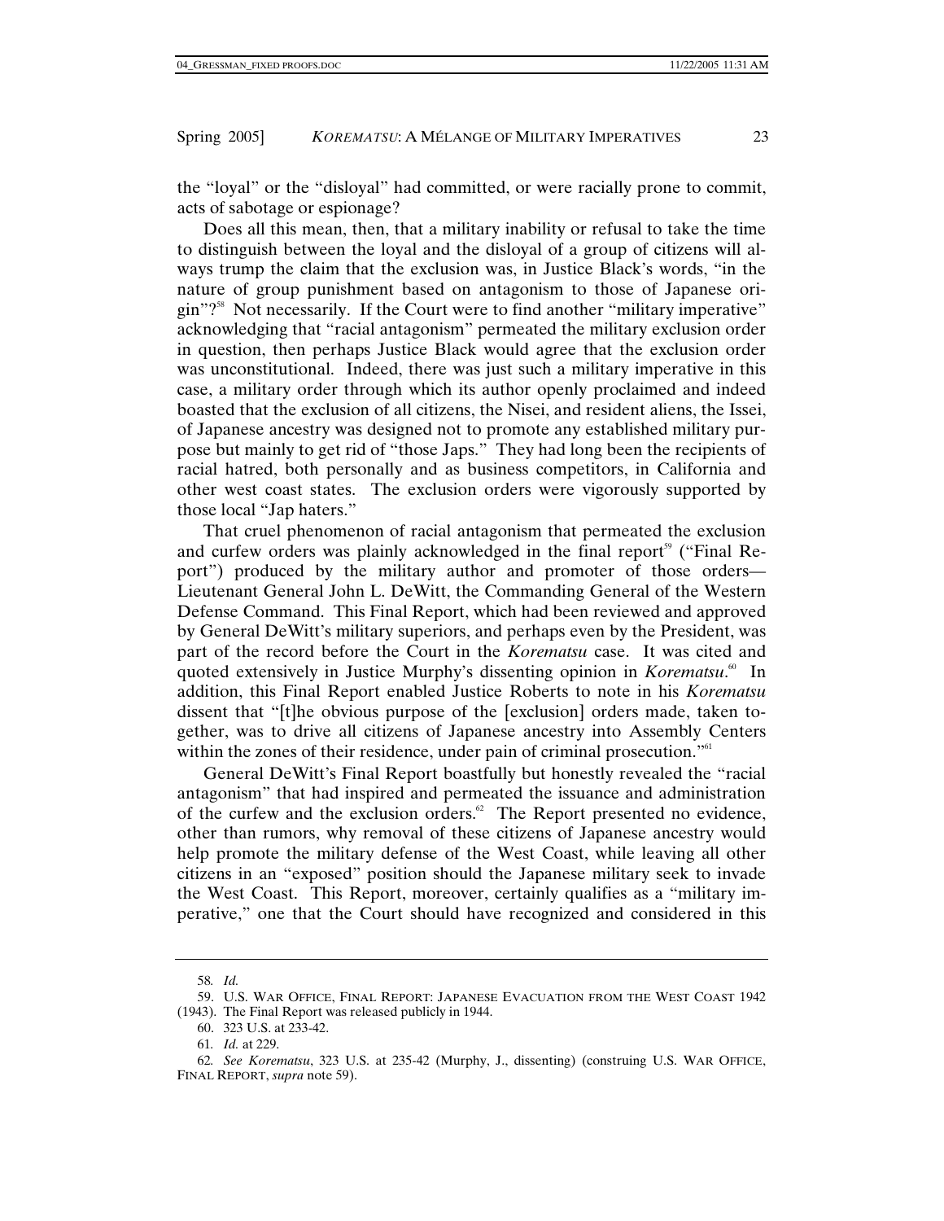the "loyal" or the "disloyal" had committed, or were racially prone to commit, acts of sabotage or espionage?

Does all this mean, then, that a military inability or refusal to take the time to distinguish between the loyal and the disloyal of a group of citizens will always trump the claim that the exclusion was, in Justice Black's words, "in the nature of group punishment based on antagonism to those of Japanese origin"?[58] Not necessarily. If the Court were to find another "military imperative" acknowledging that "racial antagonism" permeated the military exclusion order in question, then perhaps Justice Black would agree that the exclusion order was unconstitutional. Indeed, there was just such a military imperative in this case, a military order through which its author openly proclaimed and indeed boasted that the exclusion of all citizens, the Nisei, and resident aliens, the Issei, of Japanese ancestry was designed not to promote any established military purpose but mainly to get rid of "those Japs." They had long been the recipients of racial hatred, both personally and as business competitors, in California and other west coast states. The exclusion orders were vigorously supported by those local "Jap haters."

That cruel phenomenon of racial antagonism that permeated the exclusion and curfew orders was plainly acknowledged in the final report[59] ("Final Report") produced by the military author and promoter of those orders—Lieutenant General John L. DeWitt, the Commanding General of the Western Defense Command. This Final Report, which had been reviewed and approved by General DeWitt's military superiors, and perhaps even by the President, was part of the record before the Court in the *Korematsu* case. It was cited and quoted extensively in Justice Murphy's dissenting opinion in *Korematsu*.[60] In addition, this Final Report enabled Justice Roberts to note in his *Korematsu* dissent that "[t]he obvious purpose of the [exclusion] orders made, taken together, was to drive all citizens of Japanese ancestry into Assembly Centers within the zones of their residence, under pain of criminal prosecution."[61]

General DeWitt's Final Report boastfully but honestly revealed the "racial antagonism" that had inspired and permeated the issuance and administration of the curfew and the exclusion orders.[62] The Report presented no evidence, other than rumors, why removal of these citizens of Japanese ancestry would help promote the military defense of the West Coast, while leaving all other citizens in an "exposed" position should the Japanese military seek to invade the West Coast. This Report, moreover, certainly qualifies as a "military imperative," one that the Court should have recognized and considered in this

---

58. *Id.*

59. U.S. WAR OFFICE, FINAL REPORT: JAPANESE EVACUATION FROM THE WEST COAST 1942 (1943). The Final Report was released publicly in 1944.

60. 323 U.S. at 233-42.

61. *Id.* at 229.

62. *See Korematsu*, 323 U.S. at 235-42 (Murphy, J., dissenting) (construing U.S. WAR OFFICE, FINAL REPORT, *supra* note 59).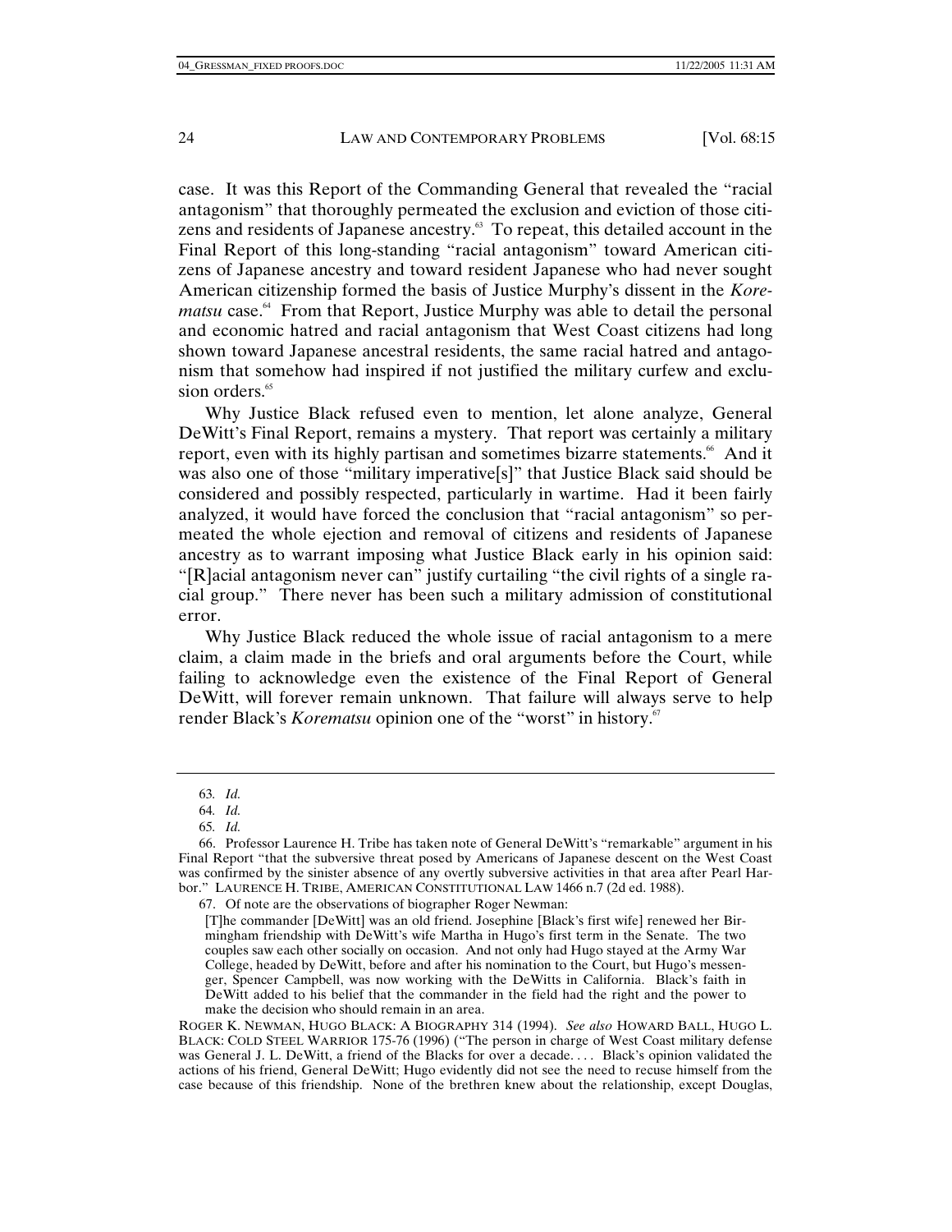case. It was this Report of the Commanding General that revealed the "racial antagonism" that thoroughly permeated the exclusion and eviction of those citizens and residents of Japanese ancestry.[63] To repeat, this detailed account in the Final Report of this long-standing "racial antagonism" toward American citizens of Japanese ancestry and toward resident Japanese who had never sought American citizenship formed the basis of Justice Murphy's dissent in the *Korematsu* case.[64] From that Report, Justice Murphy was able to detail the personal and economic hatred and racial antagonism that West Coast citizens had long shown toward Japanese ancestral residents, the same racial hatred and antagonism that somehow had inspired if not justified the military curfew and exclusion orders.[65]

Why Justice Black refused even to mention, let alone analyze, General DeWitt's Final Report, remains a mystery. That report was certainly a military report, even with its highly partisan and sometimes bizarre statements.[66] And it was also one of those "military imperative[s]" that Justice Black said should be considered and possibly respected, particularly in wartime. Had it been fairly analyzed, it would have forced the conclusion that "racial antagonism" so permeated the whole ejection and removal of citizens and residents of Japanese ancestry as to warrant imposing what Justice Black early in his opinion said: "[R]acial antagonism never can" justify curtailing "the civil rights of a single racial group." There never has been such a military admission of constitutional error.

Why Justice Black reduced the whole issue of racial antagonism to a mere claim, a claim made in the briefs and oral arguments before the Court, while failing to acknowledge even the existence of the Final Report of General DeWitt, will forever remain unknown. That failure will always serve to help render Black's *Korematsu* opinion one of the "worst" in history.[67]

---

63. *Id.*

64. *Id.*

65. *Id.*

66. Professor Laurence H. Tribe has taken note of General DeWitt's "remarkable" argument in his Final Report "that the subversive threat posed by Americans of Japanese descent on the West Coast was confirmed by the sinister absence of any overtly subversive activities in that area after Pearl Harbor." LAURENCE H. TRIBE, AMERICAN CONSTITUTIONAL LAW 1466 n.7 (2d ed. 1988).

67. Of note are the observations of biographer Roger Newman:

> [T]he commander [DeWitt] was an old friend. Josephine [Black's first wife] renewed her Birmingham friendship with DeWitt's wife Martha in Hugo's first term in the Senate. The two couples saw each other socially on occasion. And not only had Hugo stayed at the Army War College, headed by DeWitt, before and after his nomination to the Court, but Hugo's messenger, Spencer Campbell, was now working with the DeWitts in California. Black's faith in DeWitt added to his belief that the commander in the field had the right and the power to make the decision who should remain in an area.

ROGER K. NEWMAN, HUGO BLACK: A BIOGRAPHY 314 (1994). *See also* HOWARD BALL, HUGO L. BLACK: COLD STEEL WARRIOR 175-76 (1996) ("The person in charge of West Coast military defense was General J. L. DeWitt, a friend of the Blacks for over a decade. . . . Black's opinion validated the actions of his friend, General DeWitt; Hugo evidently did not see the need to recuse himself from the case because of this friendship. None of the brethren knew about the relationship, except Douglas,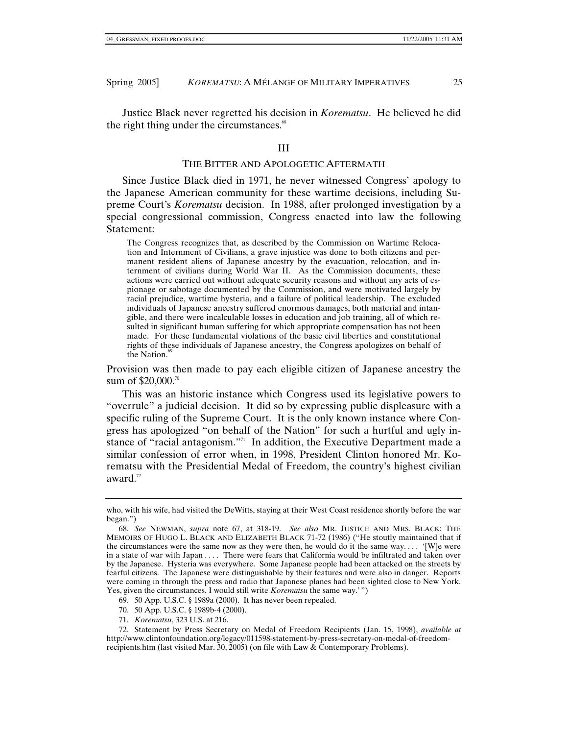Justice Black never regretted his decision in *Korematsu*. He believed he did the right thing under the circumstances.[68]

## III

## THE BITTER AND APOLOGETIC AFTERMATH

Since Justice Black died in 1971, he never witnessed Congress' apology to the Japanese American community for these wartime decisions, including Supreme Court's *Korematsu* decision. In 1988, after prolonged investigation by a special congressional commission, Congress enacted into law the following Statement:

> The Congress recognizes that, as described by the Commission on Wartime Relocation and Internment of Civilians, a grave injustice was done to both citizens and permanent resident aliens of Japanese ancestry by the evacuation, relocation, and internment of civilians during World War II. As the Commission documents, these actions were carried out without adequate security reasons and without any acts of espionage or sabotage documented by the Commission, and were motivated largely by racial prejudice, wartime hysteria, and a failure of political leadership. The excluded individuals of Japanese ancestry suffered enormous damages, both material and intangible, and there were incalculable losses in education and job training, all of which resulted in significant human suffering for which appropriate compensation has not been made. For these fundamental violations of the basic civil liberties and constitutional rights of these individuals of Japanese ancestry, the Congress apologizes on behalf of the Nation.[69]

Provision was then made to pay each eligible citizen of Japanese ancestry the sum of $20,000.[70]

This was an historic instance which Congress used its legislative powers to "overrule" a judicial decision. It did so by expressing public displeasure with a specific ruling of the Supreme Court. It is the only known instance where Congress has apologized "on behalf of the Nation" for such a hurtful and ugly instance of "racial antagonism."[71] In addition, the Executive Department made a similar confession of error when, in 1998, President Clinton honored Mr. Korematsu with the Presidential Medal of Freedom, the country's highest civilian award.[72]

---

who, with his wife, had visited the DeWitts, staying at their West Coast residence shortly before the war began.")

68. *See* NEWMAN, *supra* note 67, at 318-19. *See also* MR. JUSTICE AND MRS. BLACK: THE MEMOIRS OF HUGO L. BLACK AND ELIZABETH BLACK 71-72 (1986) ("He stoutly maintained that if the circumstances were the same now as they were then, he would do it the same way. . . . '[W]e were in a state of war with Japan . . . . There were fears that California would be infiltrated and taken over by the Japanese. Hysteria was everywhere. Some Japanese people had been attacked on the streets by fearful citizens. The Japanese were distinguishable by their features and were also in danger. Reports were coming in through the press and radio that Japanese planes had been sighted close to New York. Yes, given the circumstances, I would still write *Korematsu* the same way.' ")

69. 50 App. U.S.C. § 1989a (2000). It has never been repealed.

70. 50 App. U.S.C. § 1989b-4 (2000).

71. *Korematsu*, 323 U.S. at 216.

72. Statement by Press Secretary on Medal of Freedom Recipients (Jan. 15, 1998), *available at* http://www.clintonfoundation.org/legacy/011598-statement-by-press-secretary-on-medal-of-freedom-recipients.htm (last visited Mar. 30, 2005) (on file with Law & Contemporary Problems).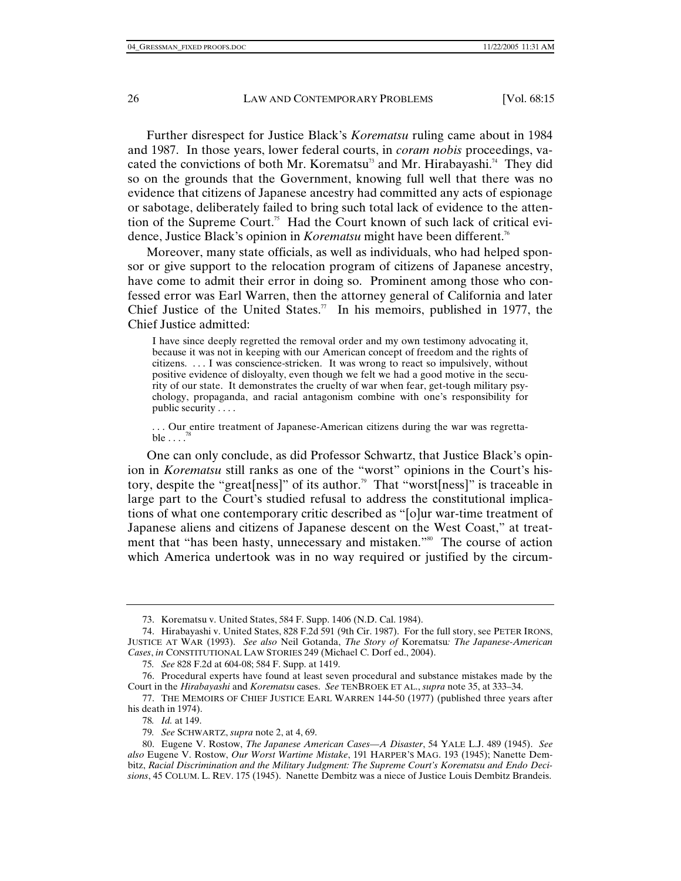Further disrespect for Justice Black's *Korematsu* ruling came about in 1984 and 1987. In those years, lower federal courts, in *coram nobis* proceedings, vacated the convictions of both Mr. Korematsu[73] and Mr. Hirabayashi.[74] They did so on the grounds that the Government, knowing full well that there was no evidence that citizens of Japanese ancestry had committed any acts of espionage or sabotage, deliberately failed to bring such total lack of evidence to the attention of the Supreme Court.[75] Had the Court known of such lack of critical evidence, Justice Black's opinion in *Korematsu* might have been different.[76]

Moreover, many state officials, as well as individuals, who had helped sponsor or give support to the relocation program of citizens of Japanese ancestry, have come to admit their error in doing so. Prominent among those who confessed error was Earl Warren, then the attorney general of California and later Chief Justice of the United States.[77] In his memoirs, published in 1977, the Chief Justice admitted:

> I have since deeply regretted the removal order and my own testimony advocating it, because it was not in keeping with our American concept of freedom and the rights of citizens. . . . I was conscience-stricken. It was wrong to react so impulsively, without positive evidence of disloyalty, even though we felt we had a good motive in the security of our state. It demonstrates the cruelty of war when fear, get-tough military psychology, propaganda, and racial antagonism combine with one's responsibility for public security . . . .
>
> . . . Our entire treatment of Japanese-American citizens during the war was regrettable . . . .[78]

One can only conclude, as did Professor Schwartz, that Justice Black's opinion in *Korematsu* still ranks as one of the "worst" opinions in the Court's history, despite the "great[ness]" of its author.[79] That "worst[ness]" is traceable in large part to the Court's studied refusal to address the constitutional implications of what one contemporary critic described as "[o]ur war-time treatment of Japanese aliens and citizens of Japanese descent on the West Coast," at treatment that "has been hasty, unnecessary and mistaken."[80] The course of action which America undertook was in no way required or justified by the circum-

---

73. Korematsu v. United States, 584 F. Supp. 1406 (N.D. Cal. 1984).

74. Hirabayashi v. United States, 828 F.2d 591 (9th Cir. 1987). For the full story, see PETER IRONS, JUSTICE AT WAR (1993). *See also* Neil Gotanda, *The Story of* Korematsu*: The Japanese-American Cases*, *in* CONSTITUTIONAL LAW STORIES 249 (Michael C. Dorf ed., 2004).

75. *See* 828 F.2d at 604-08; 584 F. Supp. at 1419.

76. Procedural experts have found at least seven procedural and substance mistakes made by the Court in the *Hirabayashi* and *Korematsu* cases. *See* TENBROEK ET AL., *supra* note 35, at 333–34.

77. THE MEMOIRS OF CHIEF JUSTICE EARL WARREN 144-50 (1977) (published three years after his death in 1974).

78. *Id.* at 149.

79. *See* SCHWARTZ, *supra* note 2, at 4, 69.

80. Eugene V. Rostow, *The Japanese American Cases—A Disaster*, 54 YALE L.J. 489 (1945). *See also* Eugene V. Rostow, *Our Worst Wartime Mistake*, 191 HARPER'S MAG. 193 (1945); Nanette Dembitz, *Racial Discrimination and the Military Judgment: The Supreme Court's Korematsu and Endo Decisions*, 45 COLUM. L. REV. 175 (1945). Nanette Dembitz was a niece of Justice Louis Dembitz Brandeis.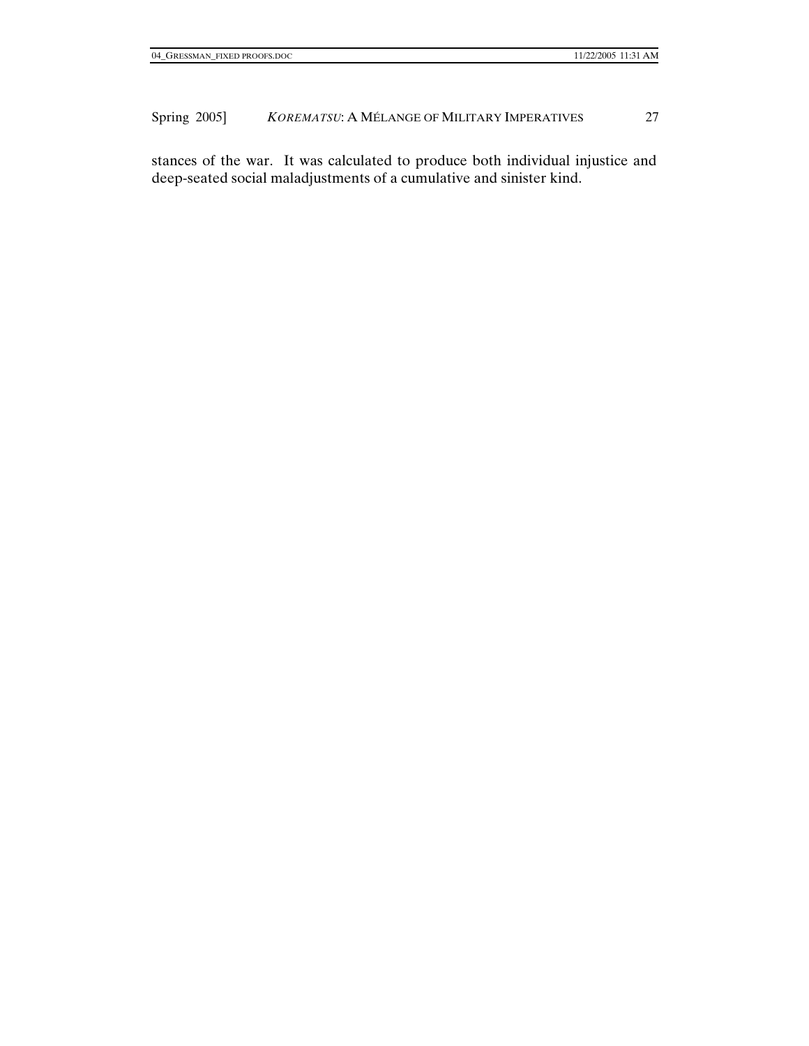stances of the war. It was calculated to produce both individual injustice and deep-seated social maladjustments of a cumulative and sinister kind.